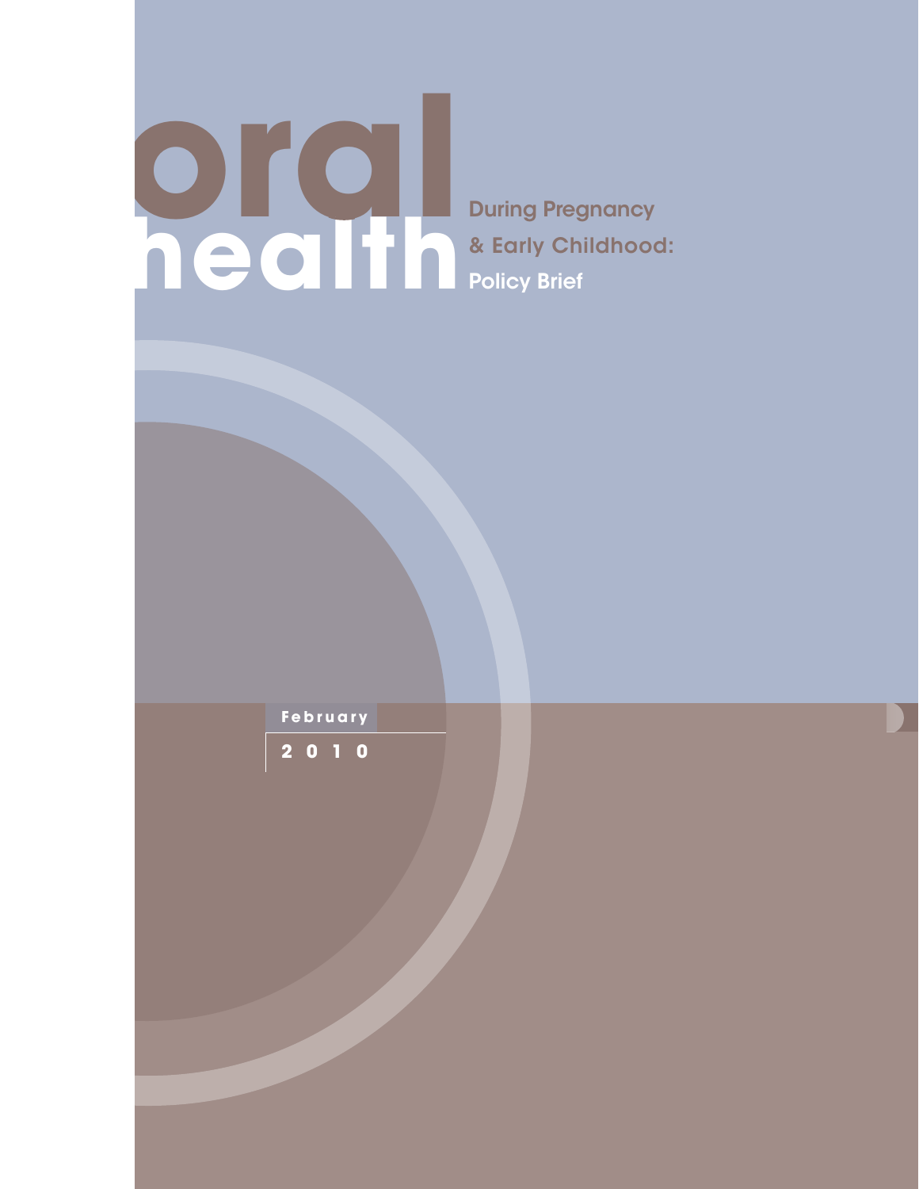# oral health

## During Pregnancy & Early Childhood: Policy Brief

February

2010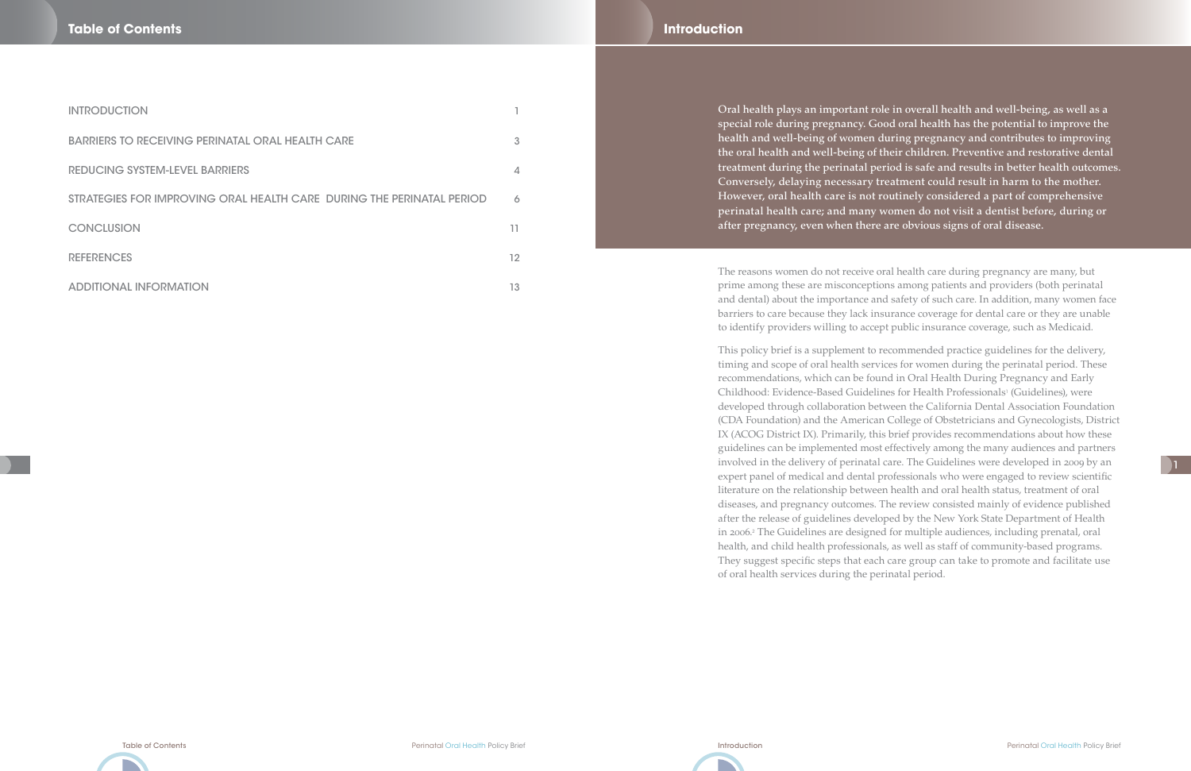# Table of Contents

| | |
|---|---|
| INTRODUCTION | 1 |
| BARRIERS TO RECEIVING PERINATAL ORAL HEALTH CARE | 3 |
| REDUCING SYSTEM-LEVEL BARRIERS | 4 |
| STRATEGIES FOR IMPROVING ORAL HEALTH CARE DURING THE PERINATAL PERIOD | 6 |
| CONCLUSION | 11 |
| REFERENCES | 12 |
| ADDITIONAL INFORMATION | 13 |

# Introduction

Oral health plays an important role in overall health and well-being, as well as a special role during pregnancy. Good oral health has the potential to improve the health and well-being of women during pregnancy and contributes to improving the oral health and well-being of their children. Preventive and restorative dental treatment during the perinatal period is safe and results in better health outcomes. Conversely, delaying necessary treatment could result in harm to the mother. However, oral health care is not routinely considered a part of comprehensive perinatal health care; and many women do not visit a dentist before, during or after pregnancy, even when there are obvious signs of oral disease.

The reasons women do not receive oral health care during pregnancy are many, but prime among these are misconceptions among patients and providers (both perinatal and dental) about the importance and safety of such care. In addition, many women face barriers to care because they lack insurance coverage for dental care or they are unable to identify providers willing to accept public insurance coverage, such as Medicaid.

This policy brief is a supplement to recommended practice guidelines for the delivery, timing and scope of oral health services for women during the perinatal period. These recommendations, which can be found in Oral Health During Pregnancy and Early Childhood: Evidence-Based Guidelines for Health Professionals[1] (Guidelines), were developed through collaboration between the California Dental Association Foundation (CDA Foundation) and the American College of Obstetricians and Gynecologists, District IX (ACOG District IX). Primarily, this brief provides recommendations about how these guidelines can be implemented most effectively among the many audiences and partners involved in the delivery of perinatal care. The Guidelines were developed in 2009 by an expert panel of medical and dental professionals who were engaged to review scientific literature on the relationship between health and oral health status, treatment of oral diseases, and pregnancy outcomes. The review consisted mainly of evidence published after the release of guidelines developed by the New York State Department of Health in 2006.[2] The Guidelines are designed for multiple audiences, including prenatal, oral health, and child health professionals, as well as staff of community-based programs. They suggest specific steps that each care group can take to promote and facilitate use of oral health services during the perinatal period.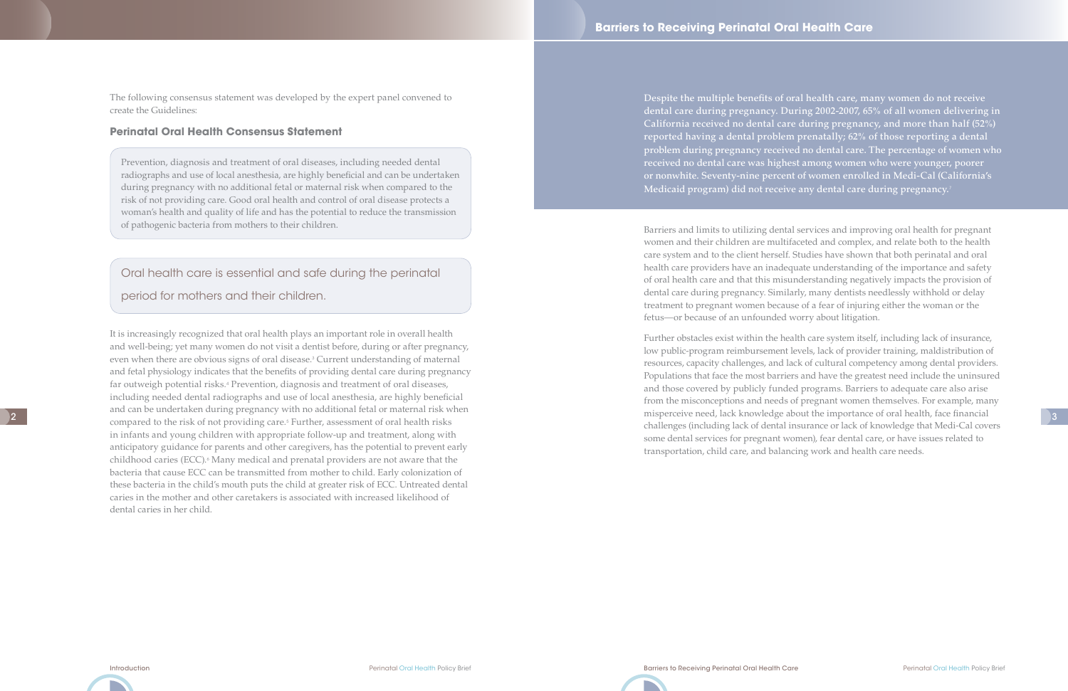The following consensus statement was developed by the expert panel convened to create the Guidelines:

### Perinatal Oral Health Consensus Statement

Prevention, diagnosis and treatment of oral diseases, including needed dental radiographs and use of local anesthesia, are highly beneficial and can be undertaken during pregnancy with no additional fetal or maternal risk when compared to the risk of not providing care. Good oral health and control of oral disease protects a woman's health and quality of life and has the potential to reduce the transmission of pathogenic bacteria from mothers to their children.

Oral health care is essential and safe during the perinatal period for mothers and their children.

It is increasingly recognized that oral health plays an important role in overall health and well-being; yet many women do not visit a dentist before, during or after pregnancy, even when there are obvious signs of oral disease.[3] Current understanding of maternal and fetal physiology indicates that the benefits of providing dental care during pregnancy far outweigh potential risks.[4] Prevention, diagnosis and treatment of oral diseases, including needed dental radiographs and use of local anesthesia, are highly beneficial and can be undertaken during pregnancy with no additional fetal or maternal risk when compared to the risk of not providing care.[5] Further, assessment of oral health risks in infants and young children with appropriate follow-up and treatment, along with anticipatory guidance for parents and other caregivers, has the potential to prevent early childhood caries (ECC).[6] Many medical and prenatal providers are not aware that the bacteria that cause ECC can be transmitted from mother to child. Early colonization of these bacteria in the child's mouth puts the child at greater risk of ECC. Untreated dental caries in the mother and other caretakers is associated with increased likelihood of dental caries in her child.

## Barriers to Receiving Perinatal Oral Health Care

Despite the multiple benefits of oral health care, many women do not receive dental care during pregnancy. During 2002-2007, 65% of all women delivering in California received no dental care during pregnancy, and more than half (52%) reported having a dental problem prenatally; 62% of those reporting a dental problem during pregnancy received no dental care. The percentage of women who received no dental care was highest among women who were younger, poorer or nonwhite. Seventy-nine percent of women enrolled in Medi-Cal (California's Medicaid program) did not receive any dental care during pregnancy.[7]

Barriers and limits to utilizing dental services and improving oral health for pregnant women and their children are multifaceted and complex, and relate both to the health care system and to the client herself. Studies have shown that both perinatal and oral health care providers have an inadequate understanding of the importance and safety of oral health care and that this misunderstanding negatively impacts the provision of dental care during pregnancy. Similarly, many dentists needlessly withhold or delay treatment to pregnant women because of a fear of injuring either the woman or the fetus—or because of an unfounded worry about litigation.

Further obstacles exist within the health care system itself, including lack of insurance, low public-program reimbursement levels, lack of provider training, maldistribution of resources, capacity challenges, and lack of cultural competency among dental providers. Populations that face the most barriers and have the greatest need include the uninsured and those covered by publicly funded programs. Barriers to adequate care also arise from the misconceptions and needs of pregnant women themselves. For example, many misperceive need, lack knowledge about the importance of oral health, face financial challenges (including lack of dental insurance or lack of knowledge that Medi-Cal covers some dental services for pregnant women), fear dental care, or have issues related to transportation, child care, and balancing work and health care needs.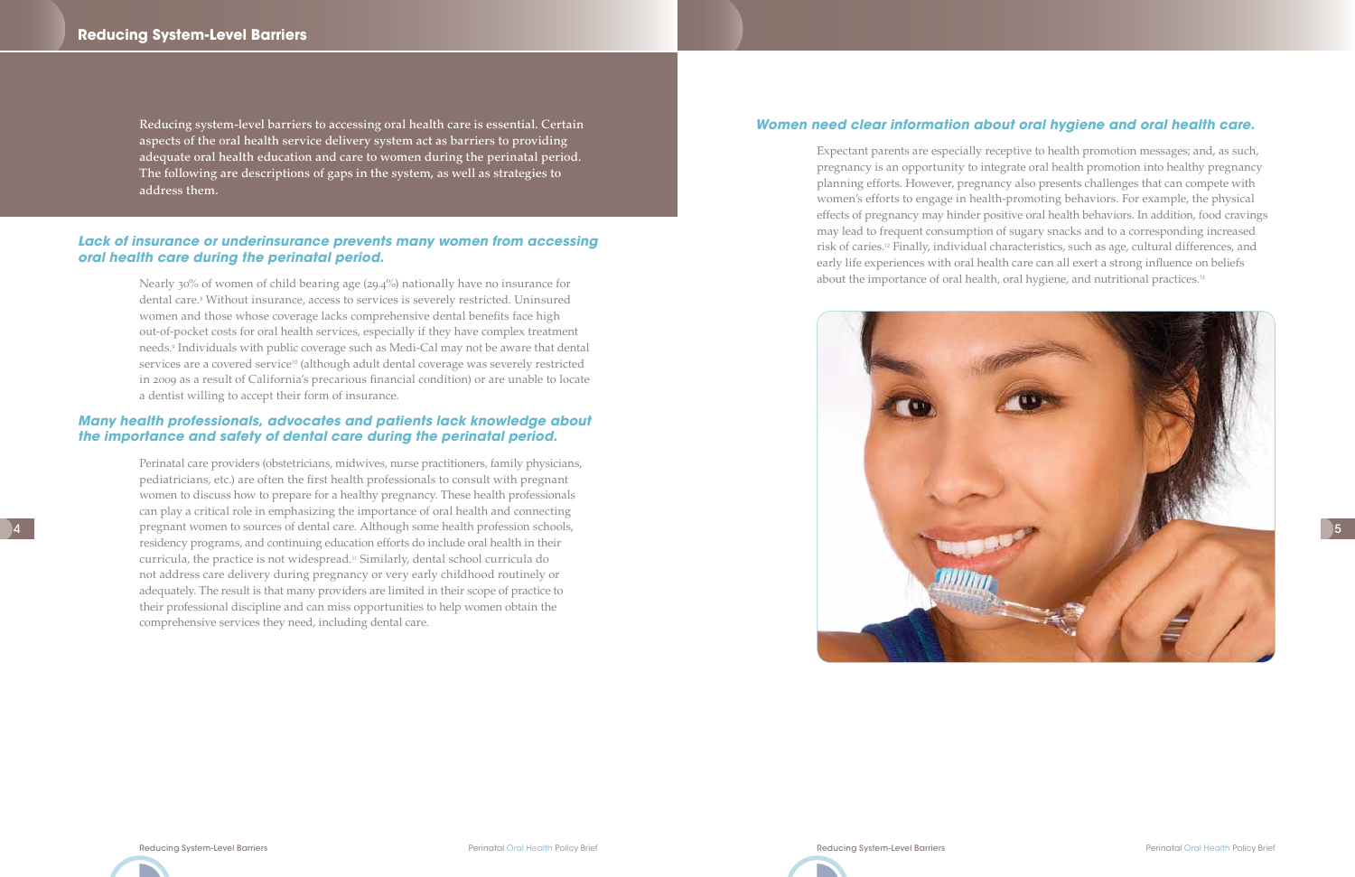## Reducing System-Level Barriers

Reducing system-level barriers to accessing oral health care is essential. Certain aspects of the oral health service delivery system act as barriers to providing adequate oral health education and care to women during the perinatal period. The following are descriptions of gaps in the system, as well as strategies to address them.

### *Lack of insurance or underinsurance prevents many women from accessing oral health care during the perinatal period.*

Nearly 30% of women of child bearing age (29.4%) nationally have no insurance for dental care.[8] Without insurance, access to services is severely restricted. Uninsured women and those whose coverage lacks comprehensive dental benefits face high out-of-pocket costs for oral health services, especially if they have complex treatment needs.[9] Individuals with public coverage such as Medi-Cal may not be aware that dental services are a covered service[10] (although adult dental coverage was severely restricted in 2009 as a result of California's precarious financial condition) or are unable to locate a dentist willing to accept their form of insurance.

### *Many health professionals, advocates and patients lack knowledge about the importance and safety of dental care during the perinatal period.*

Perinatal care providers (obstetricians, midwives, nurse practitioners, family physicians, pediatricians, etc.) are often the first health professionals to consult with pregnant women to discuss how to prepare for a healthy pregnancy. These health professionals can play a critical role in emphasizing the importance of oral health and connecting pregnant women to sources of dental care. Although some health profession schools, residency programs, and continuing education efforts do include oral health in their curricula, the practice is not widespread.[11] Similarly, dental school curricula do not address care delivery during pregnancy or very early childhood routinely or adequately. The result is that many providers are limited in their scope of practice to their professional discipline and can miss opportunities to help women obtain the comprehensive services they need, including dental care.

### *Women need clear information about oral hygiene and oral health care.*

Expectant parents are especially receptive to health promotion messages; and, as such, pregnancy is an opportunity to integrate oral health promotion into healthy pregnancy planning efforts. However, pregnancy also presents challenges that can compete with women's efforts to engage in health-promoting behaviors. For example, the physical effects of pregnancy may hinder positive oral health behaviors. In addition, food cravings may lead to frequent consumption of sugary snacks and to a corresponding increased risk of caries.[12] Finally, individual characteristics, such as age, cultural differences, and early life experiences with oral health care can all exert a strong influence on beliefs about the importance of oral health, oral hygiene, and nutritional practices.[13]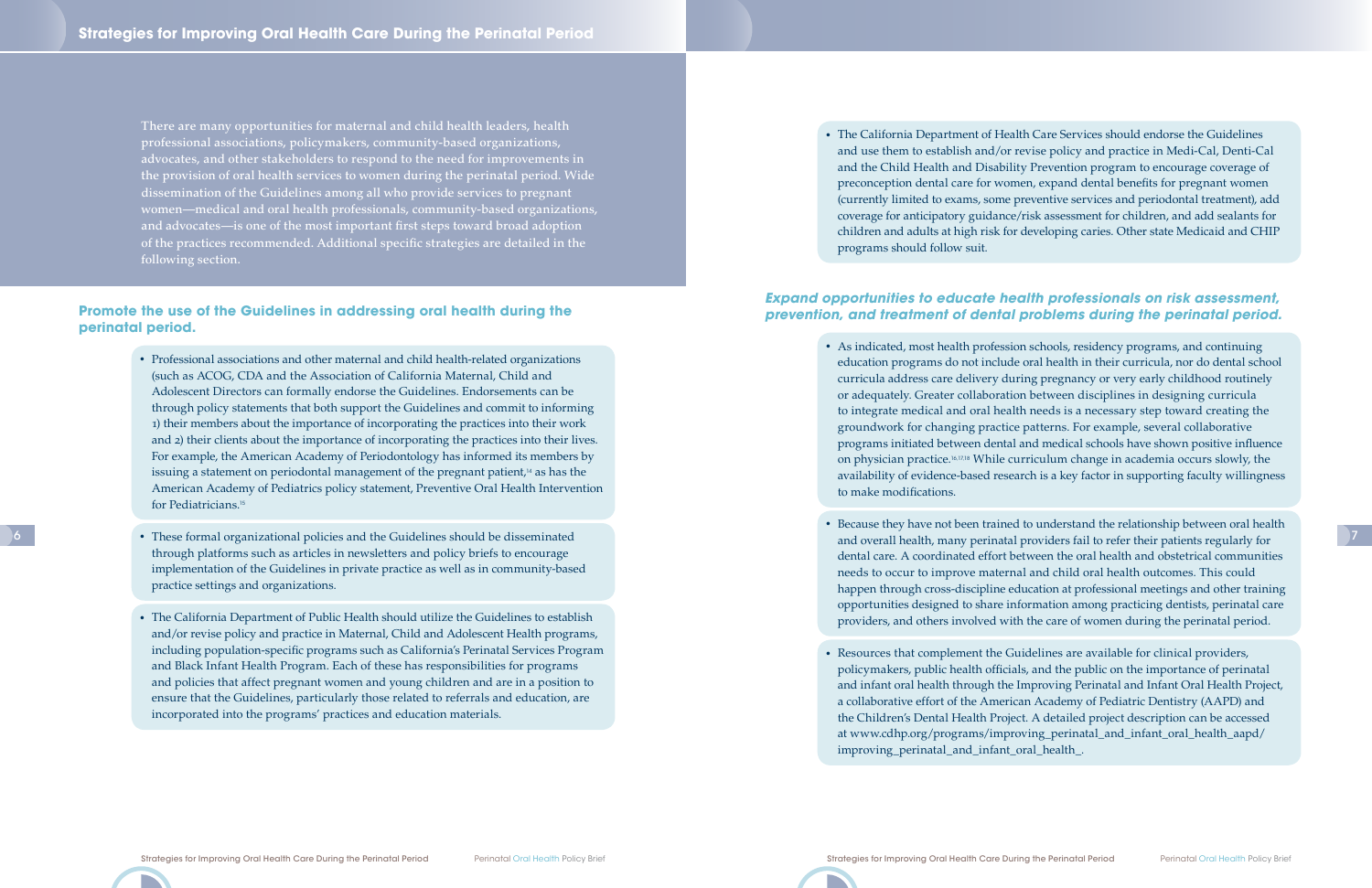There are many opportunities for maternal and child health leaders, health professional associations, policymakers, community-based organizations, advocates, and other stakeholders to respond to the need for improvements in the provision of oral health services to women during the perinatal period. Wide dissemination of the Guidelines among all who provide services to pregnant women—medical and oral health professionals, community-based organizations, and advocates—is one of the most important first steps toward broad adoption of the practices recommended. Additional specific strategies are detailed in the following section.

## Promote the use of the Guidelines in addressing oral health during the perinatal period.

- Professional associations and other maternal and child health-related organizations (such as ACOG, CDA and the Association of California Maternal, Child and Adolescent Directors can formally endorse the Guidelines. Endorsements can be through policy statements that both support the Guidelines and commit to informing 1) their members about the importance of incorporating the practices into their work and 2) their clients about the importance of incorporating the practices into their lives. For example, the American Academy of Periodontology has informed its members by issuing a statement on periodontal management of the pregnant patient,[14] as has the American Academy of Pediatrics policy statement, Preventive Oral Health Intervention for Pediatricians.[15]
- These formal organizational policies and the Guidelines should be disseminated through platforms such as articles in newsletters and policy briefs to encourage implementation of the Guidelines in private practice as well as in community-based practice settings and organizations.
- The California Department of Public Health should utilize the Guidelines to establish and/or revise policy and practice in Maternal, Child and Adolescent Health programs, including population-specific programs such as California's Perinatal Services Program and Black Infant Health Program. Each of these has responsibilities for programs and policies that affect pregnant women and young children and are in a position to ensure that the Guidelines, particularly those related to referrals and education, are incorporated into the programs' practices and education materials.
- The California Department of Health Care Services should endorse the Guidelines and use them to establish and/or revise policy and practice in Medi-Cal, Denti-Cal and the Child Health and Disability Prevention program to encourage coverage of preconception dental care for women, expand dental benefits for pregnant women (currently limited to exams, some preventive services and periodontal treatment), add coverage for anticipatory guidance/risk assessment for children, and add sealants for children and adults at high risk for developing caries. Other state Medicaid and CHIP programs should follow suit.

## *Expand opportunities to educate health professionals on risk assessment, prevention, and treatment of dental problems during the perinatal period.*

- As indicated, most health profession schools, residency programs, and continuing education programs do not include oral health in their curricula, nor do dental school curricula address care delivery during pregnancy or very early childhood routinely or adequately. Greater collaboration between disciplines in designing curricula to integrate medical and oral health needs is a necessary step toward creating the groundwork for changing practice patterns. For example, several collaborative programs initiated between dental and medical schools have shown positive influence on physician practice.[16,17,18] While curriculum change in academia occurs slowly, the availability of evidence-based research is a key factor in supporting faculty willingness to make modifications.
- Because they have not been trained to understand the relationship between oral health and overall health, many perinatal providers fail to refer their patients regularly for dental care. A coordinated effort between the oral health and obstetrical communities needs to occur to improve maternal and child oral health outcomes. This could happen through cross-discipline education at professional meetings and other training opportunities designed to share information among practicing dentists, perinatal care providers, and others involved with the care of women during the perinatal period.
- Resources that complement the Guidelines are available for clinical providers, policymakers, public health officials, and the public on the importance of perinatal and infant oral health through the Improving Perinatal and Infant Oral Health Project, a collaborative effort of the American Academy of Pediatric Dentistry (AAPD) and the Children's Dental Health Project. A detailed project description can be accessed at www.cdhp.org/programs/improving_perinatal_and_infant_oral_health_aapd/improving_perinatal_and_infant_oral_health_.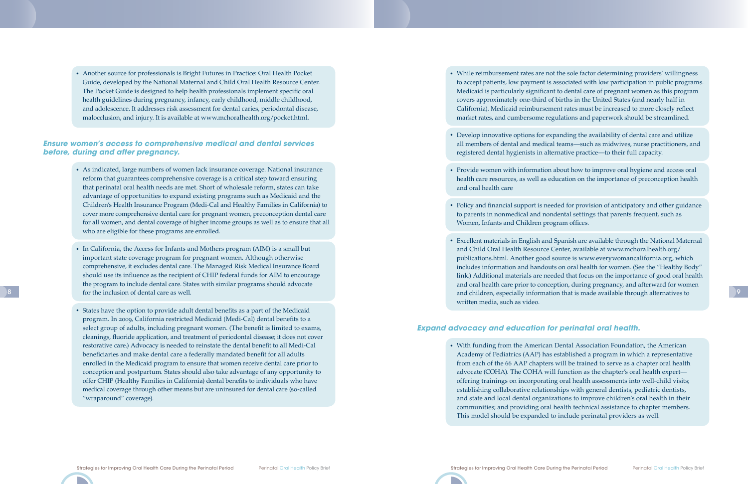- Another source for professionals is Bright Futures in Practice: Oral Health Pocket Guide, developed by the National Maternal and Child Oral Health Resource Center. The Pocket Guide is designed to help health professionals implement specific oral health guidelines during pregnancy, infancy, early childhood, middle childhood, and adolescence. It addresses risk assessment for dental caries, periodontal disease, malocclusion, and injury. It is available at www.mchoralhealth.org/pocket.html.

### *Ensure women's access to comprehensive medical and dental services before, during and after pregnancy.*

- As indicated, large numbers of women lack insurance coverage. National insurance reform that guarantees comprehensive coverage is a critical step toward ensuring that perinatal oral health needs are met. Short of wholesale reform, states can take advantage of opportunities to expand existing programs such as Medicaid and the Children's Health Insurance Program (Medi-Cal and Healthy Families in California) to cover more comprehensive dental care for pregnant women, preconception dental care for all women, and dental coverage of higher income groups as well as to ensure that all who are eligible for these programs are enrolled.

- In California, the Access for Infants and Mothers program (AIM) is a small but important state coverage program for pregnant women. Although otherwise comprehensive, it excludes dental care. The Managed Risk Medical Insurance Board should use its influence as the recipient of CHIP federal funds for AIM to encourage the program to include dental care. States with similar programs should advocate for the inclusion of dental care as well.

- States have the option to provide adult dental benefits as a part of the Medicaid program. In 2009, California restricted Medicaid (Medi-Cal) dental benefits to a select group of adults, including pregnant women. (The benefit is limited to exams, cleanings, fluoride application, and treatment of periodontal disease; it does not cover restorative care.) Advocacy is needed to reinstate the dental benefit to all Medi-Cal beneficiaries and make dental care a federally mandated benefit for all adults enrolled in the Medicaid program to ensure that women receive dental care prior to conception and postpartum. States should also take advantage of any opportunity to offer CHIP (Healthy Families in California) dental benefits to individuals who have medical coverage through other means but are uninsured for dental care (so-called "wraparound" coverage).

- While reimbursement rates are not the sole factor determining providers' willingness to accept patients, low payment is associated with low participation in public programs. Medicaid is particularly significant to dental care of pregnant women as this program covers approximately one-third of births in the United States (and nearly half in California). Medicaid reimbursement rates must be increased to more closely reflect market rates, and cumbersome regulations and paperwork should be streamlined.

- Develop innovative options for expanding the availability of dental care and utilize all members of dental and medical teams—such as midwives, nurse practitioners, and registered dental hygienists in alternative practice—to their full capacity.

- Provide women with information about how to improve oral hygiene and access oral health care resources, as well as education on the importance of preconception health and oral health care

- Policy and financial support is needed for provision of anticipatory and other guidance to parents in nonmedical and nondental settings that parents frequent, such as Women, Infants and Children program offices.

- Excellent materials in English and Spanish are available through the National Maternal and Child Oral Health Resource Center, available at www.mchoralhealth.org/publications.html. Another good source is www.everywomancalifornia.org, which includes information and handouts on oral health for women. (See the "Healthy Body" link.) Additional materials are needed that focus on the importance of good oral health and oral health care prior to conception, during pregnancy, and afterward for women and children, especially information that is made available through alternatives to written media, such as video.

### *Expand advocacy and education for perinatal oral health.*

- With funding from the American Dental Association Foundation, the American Academy of Pediatrics (AAP) has established a program in which a representative from each of the 66 AAP chapters will be trained to serve as a chapter oral health advocate (COHA). The COHA will function as the chapter's oral health expert—offering trainings on incorporating oral health assessments into well-child visits; establishing collaborative relationships with general dentists, pediatric dentists, and state and local dental organizations to improve children's oral health in their communities; and providing oral health technical assistance to chapter members. This model should be expanded to include perinatal providers as well.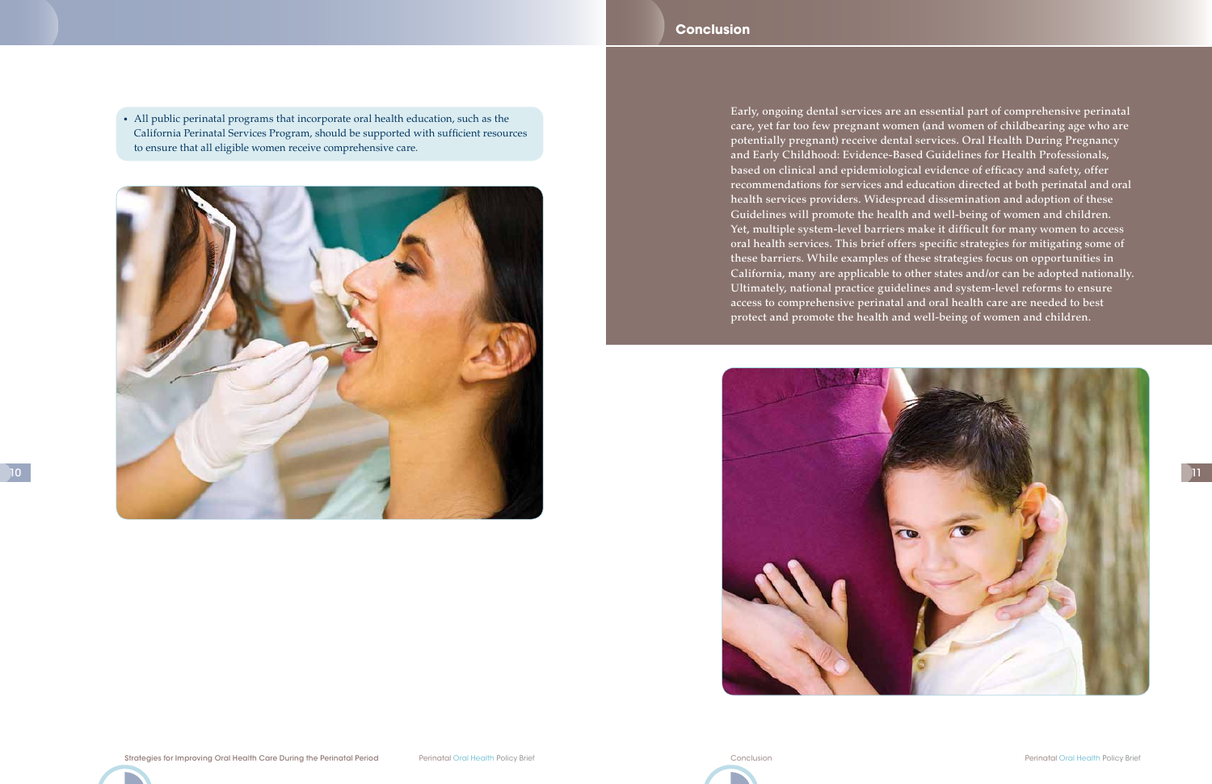- All public perinatal programs that incorporate oral health education, such as the California Perinatal Services Program, should be supported with sufficient resources to ensure that all eligible women receive comprehensive care.

## Conclusion

Early, ongoing dental services are an essential part of comprehensive perinatal care, yet far too few pregnant women (and women of childbearing age who are potentially pregnant) receive dental services. Oral Health During Pregnancy and Early Childhood: Evidence-Based Guidelines for Health Professionals, based on clinical and epidemiological evidence of efficacy and safety, offer recommendations for services and education directed at both perinatal and oral health services providers. Widespread dissemination and adoption of these Guidelines will promote the health and well-being of women and children. Yet, multiple system-level barriers make it difficult for many women to access oral health services. This brief offers specific strategies for mitigating some of these barriers. While examples of these strategies focus on opportunities in California, many are applicable to other states and/or can be adopted nationally. Ultimately, national practice guidelines and system-level reforms to ensure access to comprehensive perinatal and oral health care are needed to best protect and promote the health and well-being of women and children.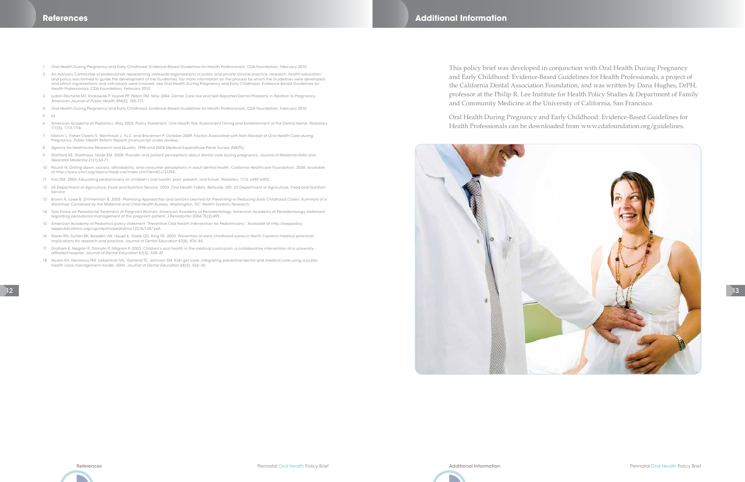## References

1. Oral Health During Pregnancy and Early Childhood: Evidence-Based Guidelines for Health Professionals; CDA Foundation, February 2010.
2. An Advisory Committee of professionals representing statewide organizations in public and private clinical practice, research, health education and policy was formed to guide the development of the Guidelines. For more information on the process by which the Guidelines were developed and which organizations and individuals were involved, see Oral Health During Pregnancy and Early Childhood: Evidence-Based Guidelines for Health Professionals; CDA Foundation, February 2010.
3. Lydon-Rochelle MT, Krakowiak P, Hujoel PP, Peters RM. May 2004. Dental Care Use and Self-Reported Dental Problems in Relation to Pregnancy. *American Journal of Public Health* 494(5), 765-771.
4. Oral Health During Pregnancy and Early Childhood: Evidence-Based Guidelines for Health Professionals; CDA Foundation, February 2010
5. Id.
6. American Academy of Pediatrics. May 2003. Policy Statement. Oral Health Risk Assessment Timing and Establishment of the Dental Home. *Pediatrics* 111(5), 1113-1116.
7. Marchi L, Fisher-Owens S, Weintraub J, Yu Z, and Braveman P. October 2009. Factors Associated with Non-Receipt of Oral Health Care during Pregnancy. *Public Health Reform Reports* (manuscript under review).
8. Agency for Healthcare Research and Quality. 1996 and 2006 Medical Expenditure Panel Survey (MEPS).
9. Stafford KE, Shellhaas, Hade EM. 2008. Provider and patient perceptions about dental care during pregnancy. *Journal of Maternal-Fetal and Neonatal Medicine* 21(1):63-71.
10. Pourat N. Drilling down: access, affordability, and consumer perceptions in adult dental health. California Healthcare Foundation, 2008. Available at http://www.chcf.org/topics/medi-cal/index.cfm?itemID=133795.
11. Krol DM. 2004. Educating pediatricians on children's oral health: past, present, and future. *Pediatrics*. 1113, e487-e492.
12. US Department of Agriculture, Food and Nutrition Service. 2003. Oral Health Tidbits. Beltsville, MD: US Department of Agriculture, Food and Nutrition Service.
13. Brown A, Lowe B, Zimmerman B. 2005. *Promising Approaches and Lessons Learned for Preventing or Reducing Early Childhood Caries: Summary of a Workshop Convened by the Maternal and Child Health Bureau*. Washington, DC: Health Systems Research.
14. Task Force on Periodontal Treatment of Pregnant Women, American Academy of Periodontology. American Academy of Periodontology statement regarding periodontal management of the pregnant patient. J Periodontol 2004;75(3):495.
15. American Academy of Pediatrics policy statement "Preventive Oral Health Intervention for Pediatricians." Available at http://aappolicy.aappublications.org/cgi/reprint/pediatrics;122/6/1387.pdf.
16. Rozier RG, Sutton BK, Bawden JW, Haupt K, Slade GD, King RS. 2003. Prevention of early childhood caries in North Carolina medical practices: implications for research and practice. *Journal of Dental Education* 67(8), 876–85.
17. Graham E, Negron R, Domoto P, Milgrom P. 2003. Children's oral health in the medical curriculum: a collaborative intervention at a university-affiliated hospital. *Journal of Dental Education* 67(3), 338–47.
18. Wysen KH, Hennessy PM, Lieberman ML, Garland TE, Johnson SM. Kids get care: integrating preventive dental and medical care using a public health case management model. 2004. *Journal of Dental Education* 68(5), 522–30.

## Additional Information

This policy brief was developed in conjunction with Oral Health During Pregnancy and Early Childhood: Evidence-Based Guidelines for Health Professionals, a project of the California Dental Association Foundation, and was written by Dana Hughes, DrPH, professor at the Philip R. Lee Institute for Health Policy Studies & Department of Family and Community Medicine at the University of California, San Francisco.

Oral Health During Pregnancy and Early Childhood: Evidence-Based Guidelines for Health Professionals can be downloaded from www.cdafoundation.org/guidelines.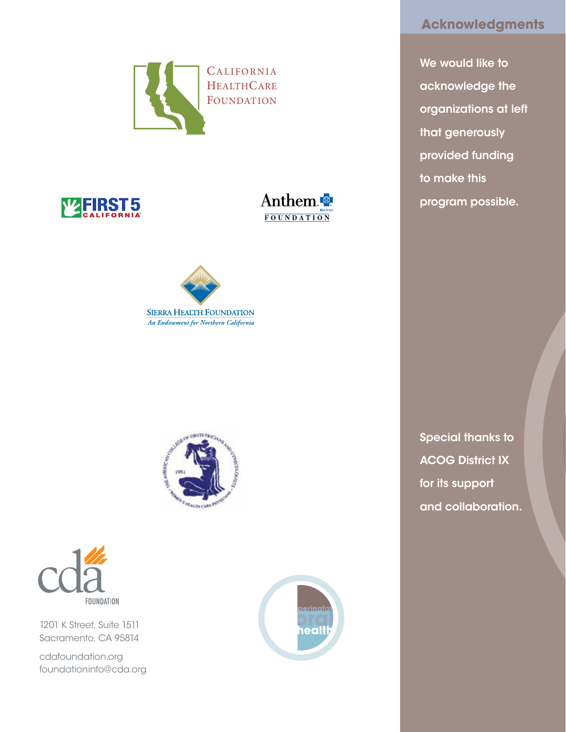## Acknowledgments

We would like to acknowledge the organizations at left that generously provided funding to make this program possible.

Special thanks to ACOG District IX for its support and collaboration.

California HealthCare Foundation

First 5 California

Anthem Foundation

Sierra Health Foundation
An Endowment for Northern California

CDA Foundation

1201 K Street, Suite 1511
Sacramento, CA 95814

cdafoundation.org
foundationinfo@cda.org

perinatal oral health